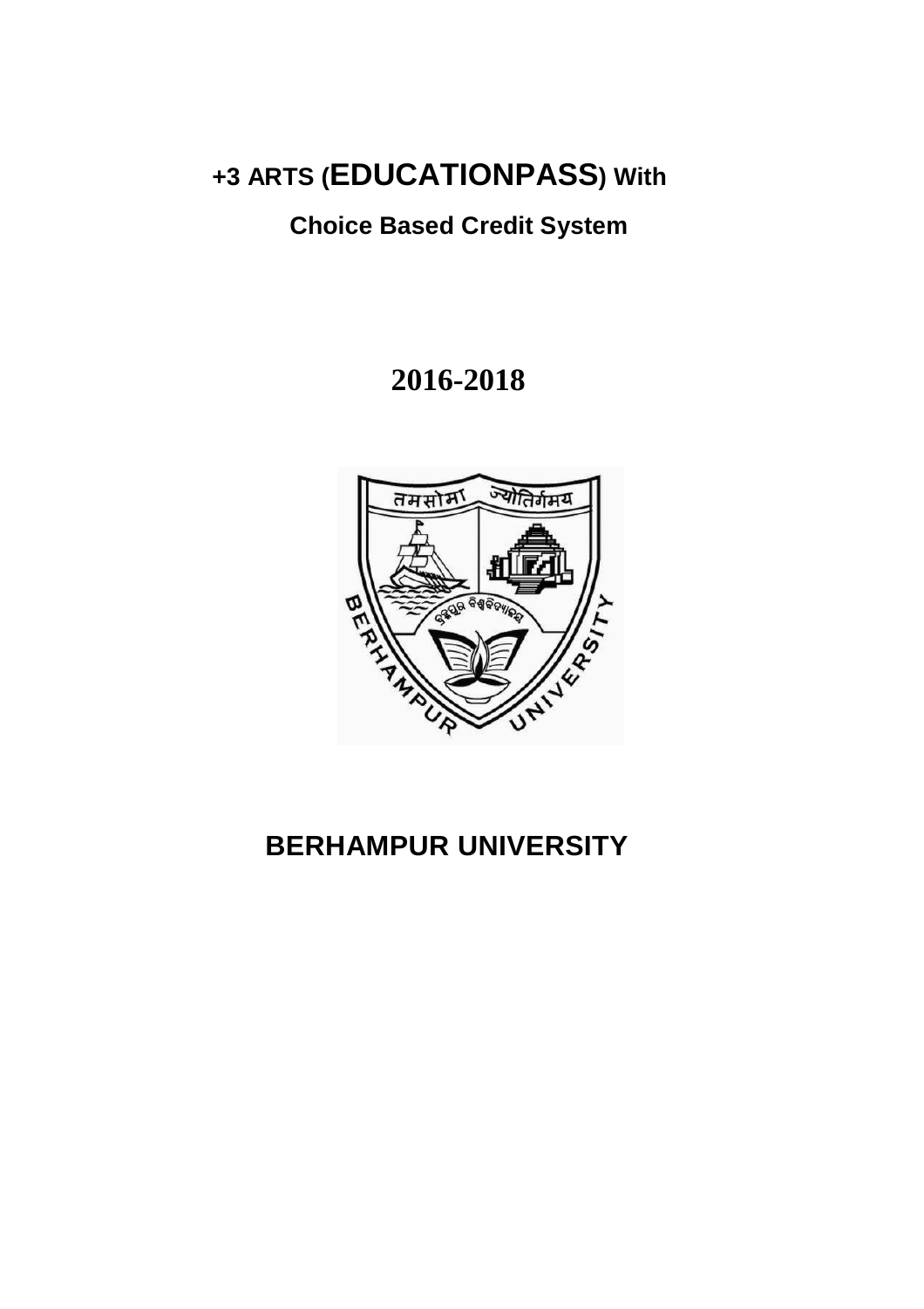# +3 ARTS (EDUCATIONPASS) With

## Choice Based Credit System

# 2016-2018

# BERHAMPUR UNIVERSITY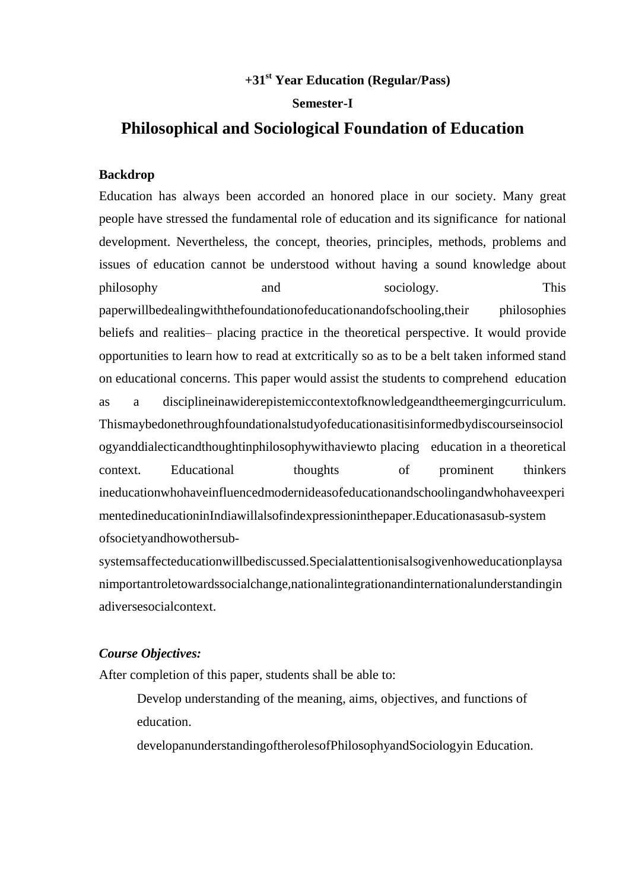**+31st Year Education (Regular/Pass)**

**Semester-I**

# Philosophical and Sociological Foundation of Education

**Backdrop**

Education has always been accorded an honored place in our society. Many great people have stressed the fundamental role of education and its significance for national development. Nevertheless, the concept, theories, principles, methods, problems and issues of education cannot be understood without having a sound knowledge about philosophy and sociology. This paperwillbedealingwiththefoundationofeducationandofschooling,their philosophies beliefs and realities– placing practice in the theoretical perspective. It would provide opportunities to learn how to read at extcritically so as to be a belt taken informed stand on educational concerns. This paper would assist the students to comprehend education as a disciplineinawiderepistemiccontextofknowledgeandtheemergingcurriculum. Thismaybedonethroughfoundationalstudyofeducationasitisinformedbydiscourseinsociologyanddialecticandthoughtinphilosophywithaviewto placing education in a theoretical context. Educational thoughts of prominent thinkers ineducationwhohaveinfluencedmodernideasofeducationandschoolingandwhohaveexperimentedineducationinIndiawillalsofindexpressioninthepaper.Educationasasub-system ofsocietyandhowothersub-systemsaffecteducationwillbediscussed.Specialattentionisalsogivenhoweducationplaysanimportantroletowardssocialchange,nationalintegrationandinternationalunderstandinginadiversesocialcontext.

***Course Objectives:***

After completion of this paper, students shall be able to:

- Develop understanding of the meaning, aims, objectives, and functions of education.
- developanunderstandingoftherolesofPhilosophyandSociologyin Education.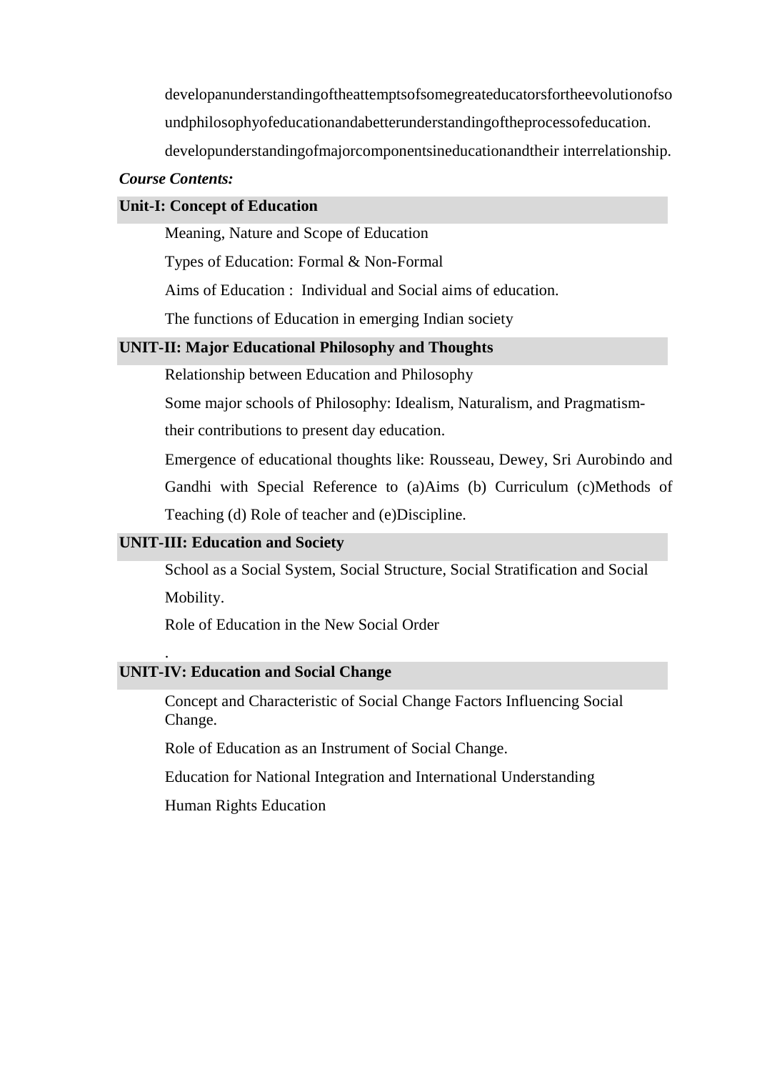developanunderstandingoftheattemptsofsomegreateducatorsfortheevolutionofsoundphilosophyofeducationandabetterunderstandingoftheprocessofeducation.

developunderstandingofmajorcomponentsineducationandtheir interrelationship.

***Course Contents:***

**Unit-I: Concept of Education**

- Meaning, Nature and Scope of Education
- Types of Education: Formal & Non-Formal
- Aims of Education : Individual and Social aims of education.
- The functions of Education in emerging Indian society

**UNIT-II: Major Educational Philosophy and Thoughts**

- Relationship between Education and Philosophy
- Some major schools of Philosophy: Idealism, Naturalism, and Pragmatism- their contributions to present day education.
- Emergence of educational thoughts like: Rousseau, Dewey, Sri Aurobindo and Gandhi with Special Reference to (a)Aims (b) Curriculum (c)Methods of Teaching (d) Role of teacher and (e)Discipline.

**UNIT-III: Education and Society**

- School as a Social System, Social Structure, Social Stratification and Social Mobility.
- Role of Education in the New Social Order

.

**UNIT-IV: Education and Social Change**

- Concept and Characteristic of Social Change Factors Influencing Social Change.
- Role of Education as an Instrument of Social Change.
- Education for National Integration and International Understanding
- Human Rights Education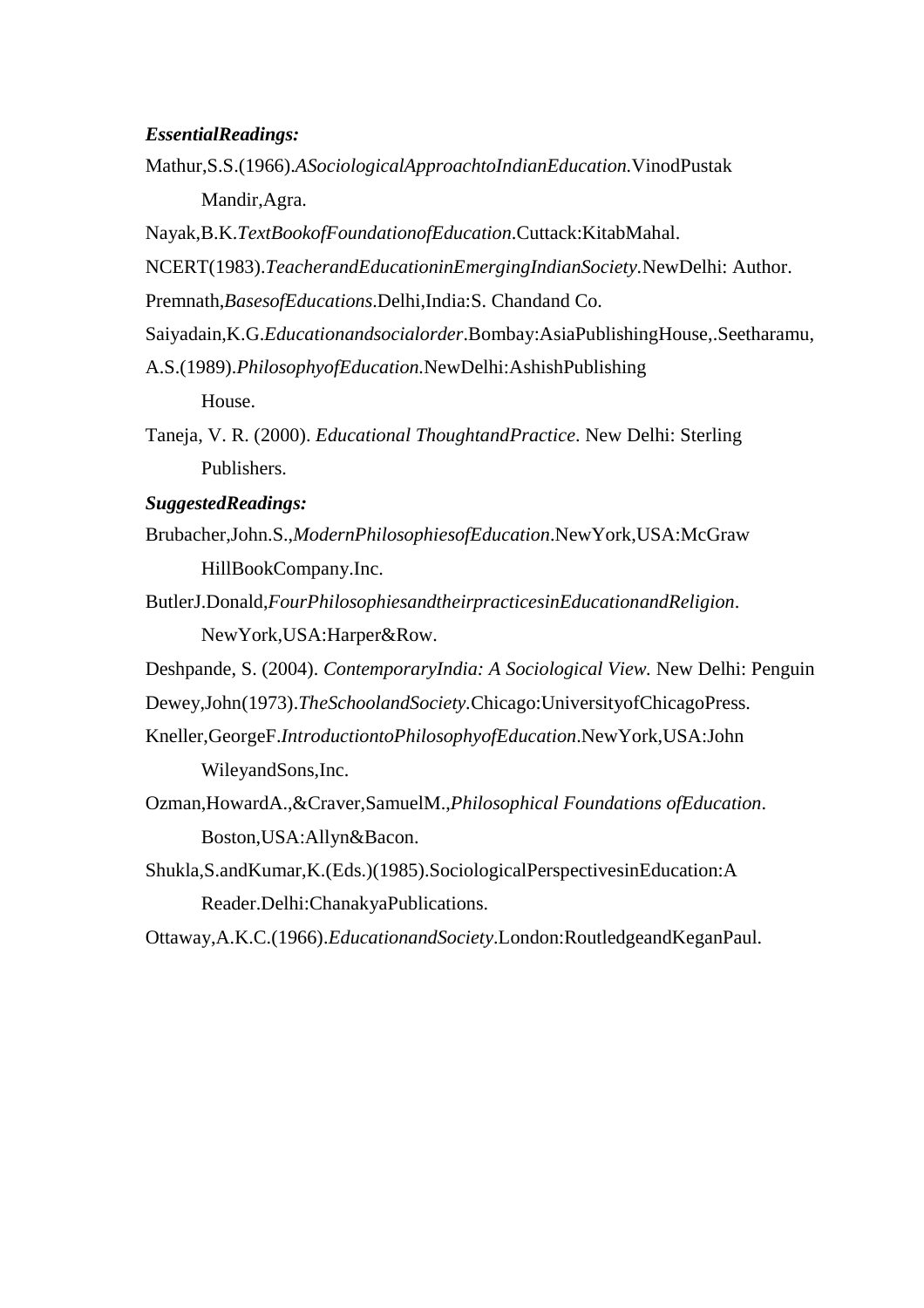***EssentialReadings:***

Mathur,S.S.(1966).*ASociologicalApproachtoIndianEducation.*VinodPustak Mandir,Agra.

Nayak,B.K.*TextBookofFoundationofEducation*.Cuttack:KitabMahal.

NCERT(1983).*TeacherandEducationinEmergingIndianSociety.*NewDelhi: Author.

Premnath,*BasesofEducations*.Delhi,India:S. Chandand Co.

Saiyadain,K.G.*Educationandsocialorder*.Bombay:AsiaPublishingHouse,.Seetharamu, A.S.(1989).*PhilosophyofEducation.*NewDelhi:AshishPublishing House.

Taneja, V. R. (2000). *Educational ThoughtandPractice*. New Delhi: Sterling Publishers.

***SuggestedReadings:***

Brubacher,John.S.,*ModernPhilosophiesofEducation*.NewYork,USA:McGraw HillBookCompany.Inc.

ButlerJ.Donald,*FourPhilosophiesandtheirpracticesinEducationandReligion*. NewYork,USA:Harper&Row.

Deshpande, S. (2004). *ContemporaryIndia: A Sociological View.* New Delhi: Penguin

Dewey,John(1973).*TheSchoolandSociety.*Chicago:UniversityofChicagoPress.

Kneller,GeorgeF.*IntroductiontoPhilosophyofEducation*.NewYork,USA:John WileyandSons,Inc.

Ozman,HowardA.,&Craver,SamuelM.,*Philosophical Foundations ofEducation*. Boston,USA:Allyn&Bacon.

Shukla,S.andKumar,K.(Eds.)(1985).SociologicalPerspectivesinEducation:A Reader.Delhi:ChanakyaPublications.

Ottaway,A.K.C.(1966).*EducationandSociety*.London:RoutledgeandKeganPaul.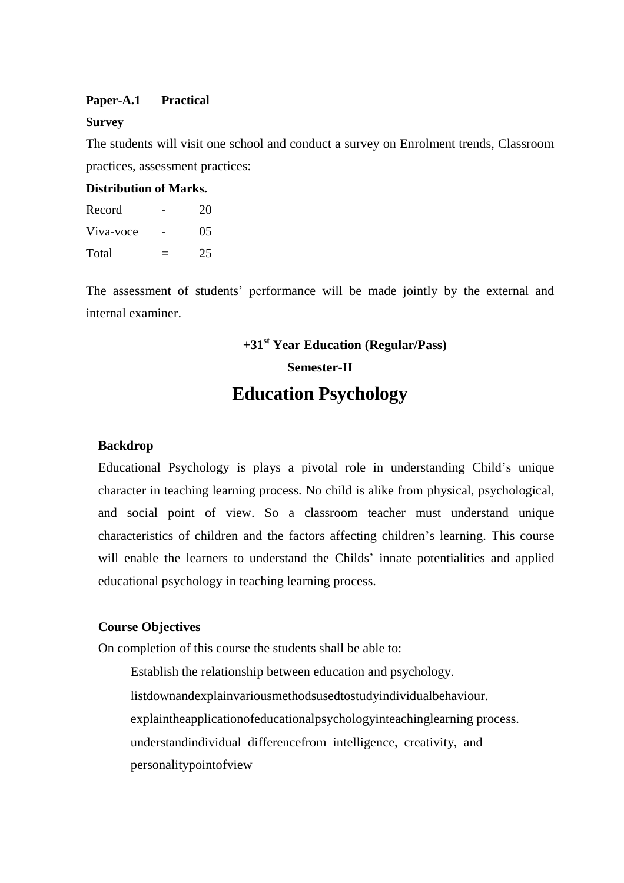**Paper-A.1 Practical**

**Survey**

The students will visit one school and conduct a survey on Enrolment trends, Classroom practices, assessment practices:

**Distribution of Marks.**

| | | |
|---|---|---|
| Record | - | 20 |
| Viva-voce | - | 05 |
| Total | = | 25 |

The assessment of students' performance will be made jointly by the external and internal examiner.

**+31[st] Year Education (Regular/Pass)**

**Semester-II**

# Education Psychology

**Backdrop**

Educational Psychology is plays a pivotal role in understanding Child's unique character in teaching learning process. No child is alike from physical, psychological, and social point of view. So a classroom teacher must understand unique characteristics of children and the factors affecting children's learning. This course will enable the learners to understand the Childs' innate potentialities and applied educational psychology in teaching learning process.

**Course Objectives**

On completion of this course the students shall be able to:

- Establish the relationship between education and psychology.
- listdownandexplainvariousmethodsusedtostudyindividualbehaviour.
- explaintheapplicationofeducationalpsychologyinteachinglearning process.
- understandindividual differencefrom intelligence, creativity, and personalitypointofview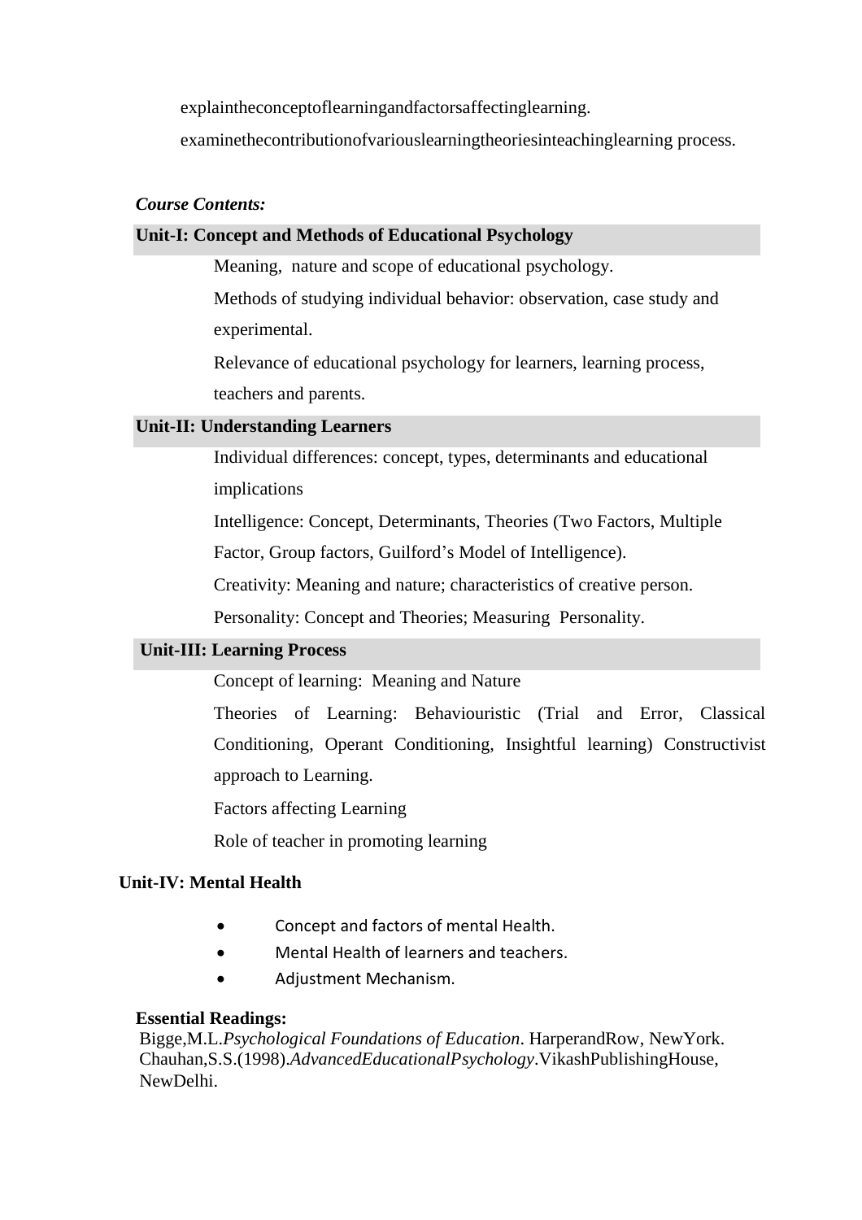explaintheconceptoflearningandfactorsaffectinglearning.

examinethecontributionofvariouslearningtheoriesinteachinglearning process.

***Course Contents:***

**Unit-I: Concept and Methods of Educational Psychology**

Meaning, nature and scope of educational psychology.

Methods of studying individual behavior: observation, case study and experimental.

Relevance of educational psychology for learners, learning process, teachers and parents.

**Unit-II: Understanding Learners**

Individual differences: concept, types, determinants and educational implications

Intelligence: Concept, Determinants, Theories (Two Factors, Multiple Factor, Group factors, Guilford's Model of Intelligence).

Creativity: Meaning and nature; characteristics of creative person.

Personality: Concept and Theories; Measuring Personality.

**Unit-III: Learning Process**

Concept of learning: Meaning and Nature

Theories of Learning: Behaviouristic (Trial and Error, Classical Conditioning, Operant Conditioning, Insightful learning) Constructivist approach to Learning.

Factors affecting Learning

Role of teacher in promoting learning

**Unit-IV: Mental Health**

- Concept and factors of mental Health.
- Mental Health of learners and teachers.
- Adjustment Mechanism.

**Essential Readings:**

Bigge,M.L.*Psychological Foundations of Education*. HarperandRow, NewYork.

Chauhan,S.S.(1998).*AdvancedEducationalPsychology*.VikashPublishingHouse, NewDelhi.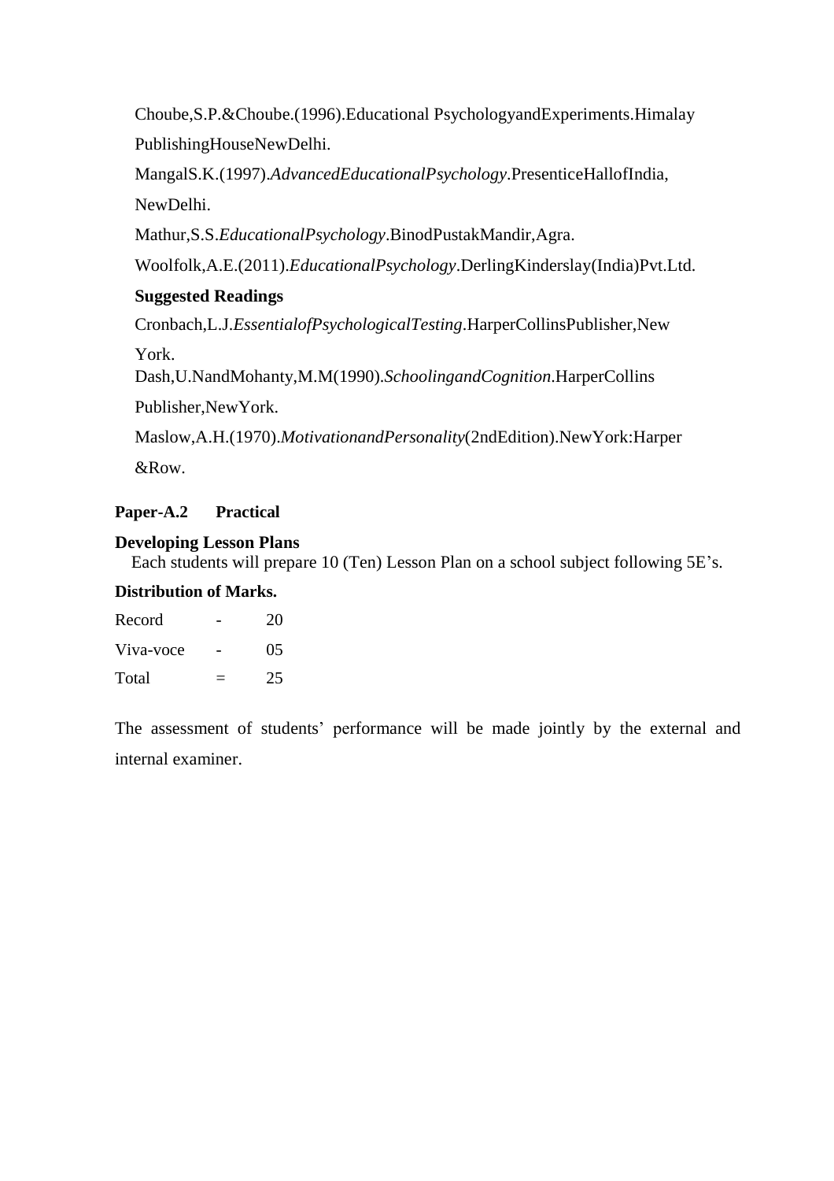Choube,S.P.&Choube.(1996).Educational PsychologyandExperiments.Himalay PublishingHouseNewDelhi.

MangalS.K.(1997).*AdvancedEducationalPsychology*.PresenticeHallofIndia, NewDelhi.

Mathur,S.S.*EducationalPsychology*.BinodPustakMandir,Agra.

Woolfolk,A.E.(2011).*EducationalPsychology*.DerlingKinderslay(India)Pvt.Ltd.

**Suggested Readings**

Cronbach,L.J.*EssentialofPsychologicalTesting*.HarperCollinsPublisher,New York.

Dash,U.NandMohanty,M.M(1990).*SchoolingandCognition*.HarperCollins Publisher,NewYork.

Maslow,A.H.(1970).*MotivationandPersonality*(2ndEdition).NewYork:Harper &Row.

**Paper-A.2 Practical**

**Developing Lesson Plans**

Each students will prepare 10 (Ten) Lesson Plan on a school subject following 5E's.

**Distribution of Marks.**

| | | |
|---|---|---|
| Record | - | 20 |
| Viva-voce | - | 05 |
| Total | = | 25 |

The assessment of students' performance will be made jointly by the external and internal examiner.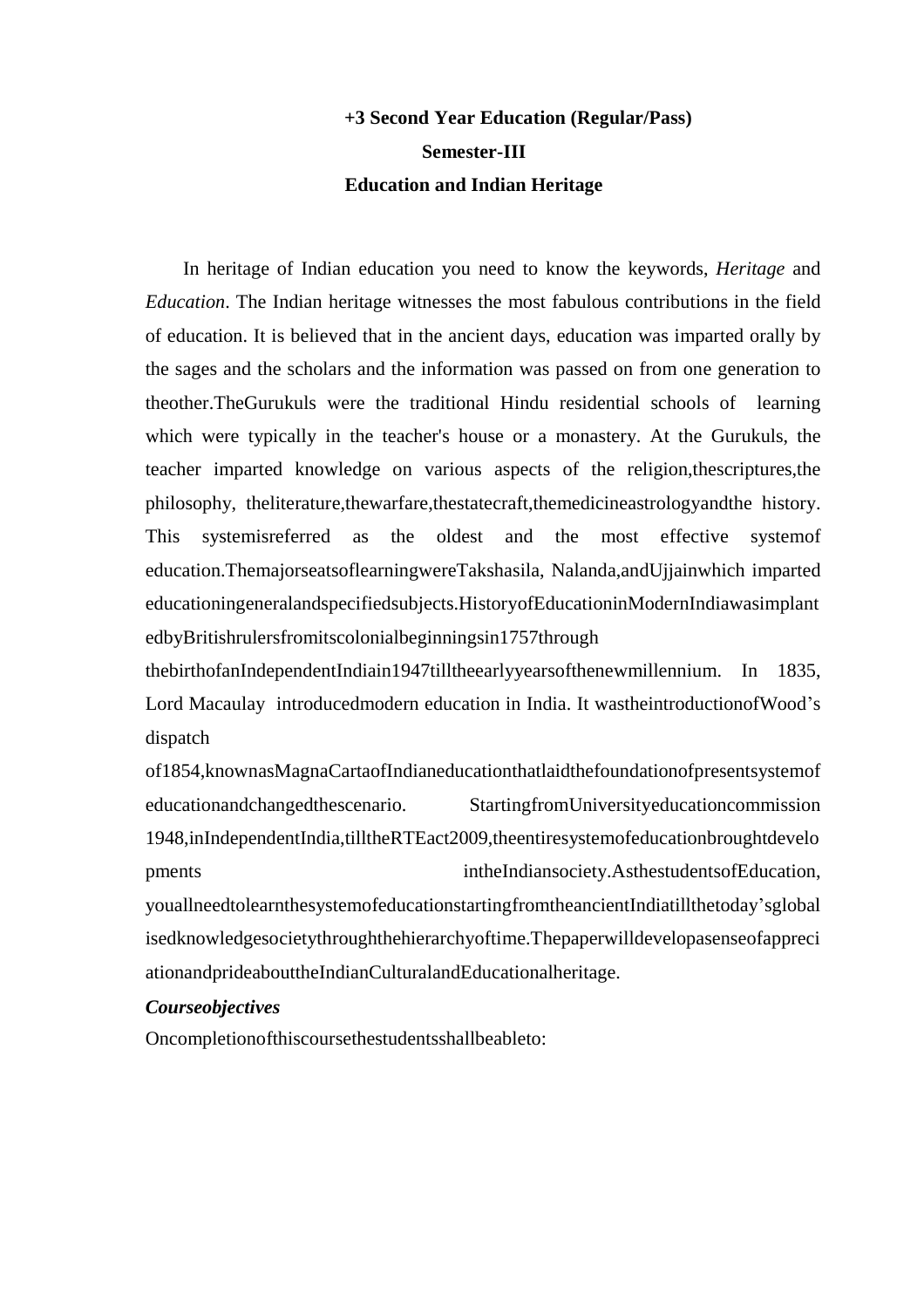**+3 Second Year Education (Regular/Pass)**

**Semester-III**

**Education and Indian Heritage**

In heritage of Indian education you need to know the keywords, *Heritage* and *Education*. The Indian heritage witnesses the most fabulous contributions in the field of education. It is believed that in the ancient days, education was imparted orally by the sages and the scholars and the information was passed on from one generation to theother.TheGurukuls were the traditional Hindu residential schools of learning which were typically in the teacher's house or a monastery. At the Gurukuls, the teacher imparted knowledge on various aspects of the religion,thescriptures,the philosophy, theliterature,thewarfare,thestatecraft,themedicineastrologyandthe history. This systemisreferred as the oldest and the most effective systemof education.ThemajorseatsoflearningwereTakshasila, Nalanda,andUjjainwhich imparted educationingeneralandspecifiedsubjects.HistoryofEducationinModernIndiawasimplantedbyBritishrulersfromitscolonialbeginningsin1757through thebirthofanIndependentIndiain1947tilltheearlyyearsofthenewmillennium. In 1835, Lord Macaulay introducedmodern education in India. It wastheintroductionofWood's dispatch of1854,knownasMagnaCartaofIndianeducationthatlaidthefoundationofpresentsystemof educationandchangedthescenario. StartingfromUniversityeducationcommission 1948,inIndependentIndia,tilltheRTEact2009,theentiresystemofeducationbroughtdevelopments intheIndiansociety.AsthestudentsofEducation, youallneedtolearnthesystemofeducationstartingfromtheancientIndiatillthetoday'sglobalisedknowledgesocietythroughthehierarchyoftime.Thepaperwilldevelopasenseofappreciationandprideabout theIndianCulturalandEducationalheritage.

***Courseobjectives***

Oncompletionofthiscoursethestudentsshallbeableto: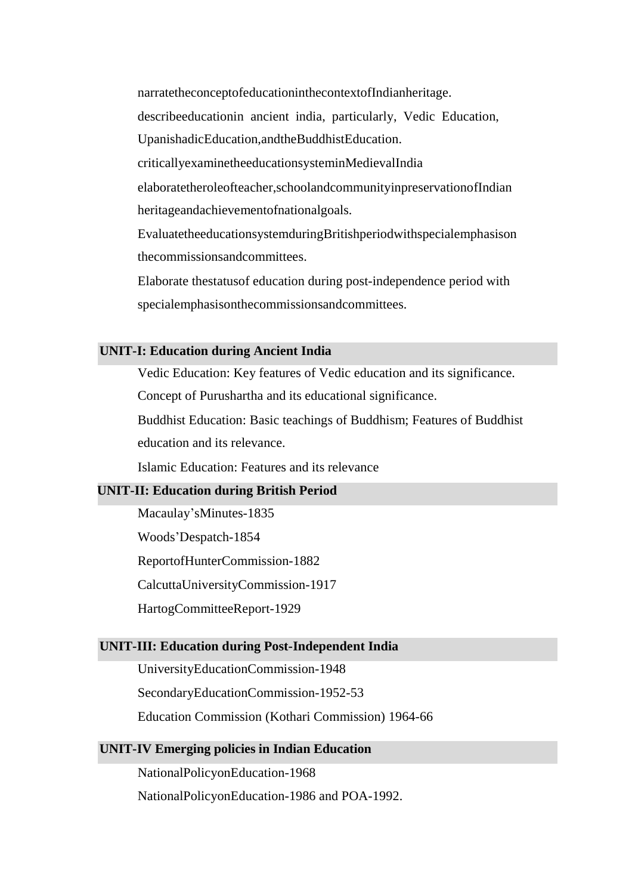narratetheconceptofeducationinthecontextofIndianheritage.

describeeducationin ancient india, particularly, Vedic Education, UpanishadicEducation,andtheBuddhistEducation.

criticallyexaminetheeducationsysteminMedievalIndia

elaboratetheroleofteacher,schoolandcommunityinpreservationofIndian heritageandachievementofnationalgoals.

EvaluatetheeducationsystemduringBritishperiodwithspecialemphasison thecommissionsandcommittees.

Elaborate thestatusof education during post-independence period with specialemphasisonthecommissionsandcommittees.

## UNIT-I: Education during Ancient India

Vedic Education: Key features of Vedic education and its significance.

Concept of Purushartha and its educational significance.

Buddhist Education: Basic teachings of Buddhism; Features of Buddhist education and its relevance.

Islamic Education: Features and its relevance

## UNIT-II: Education during British Period

Macaulay'sMinutes-1835

Woods'Despatch-1854

ReportofHunterCommission-1882

CalcuttaUniversityCommission-1917

HartogCommitteeReport-1929

## UNIT-III: Education during Post-Independent India

UniversityEducationCommission-1948

SecondaryEducationCommission-1952-53

Education Commission (Kothari Commission) 1964-66

## UNIT-IV Emerging policies in Indian Education

NationalPolicyonEducation-1968

NationalPolicyonEducation-1986 and POA-1992.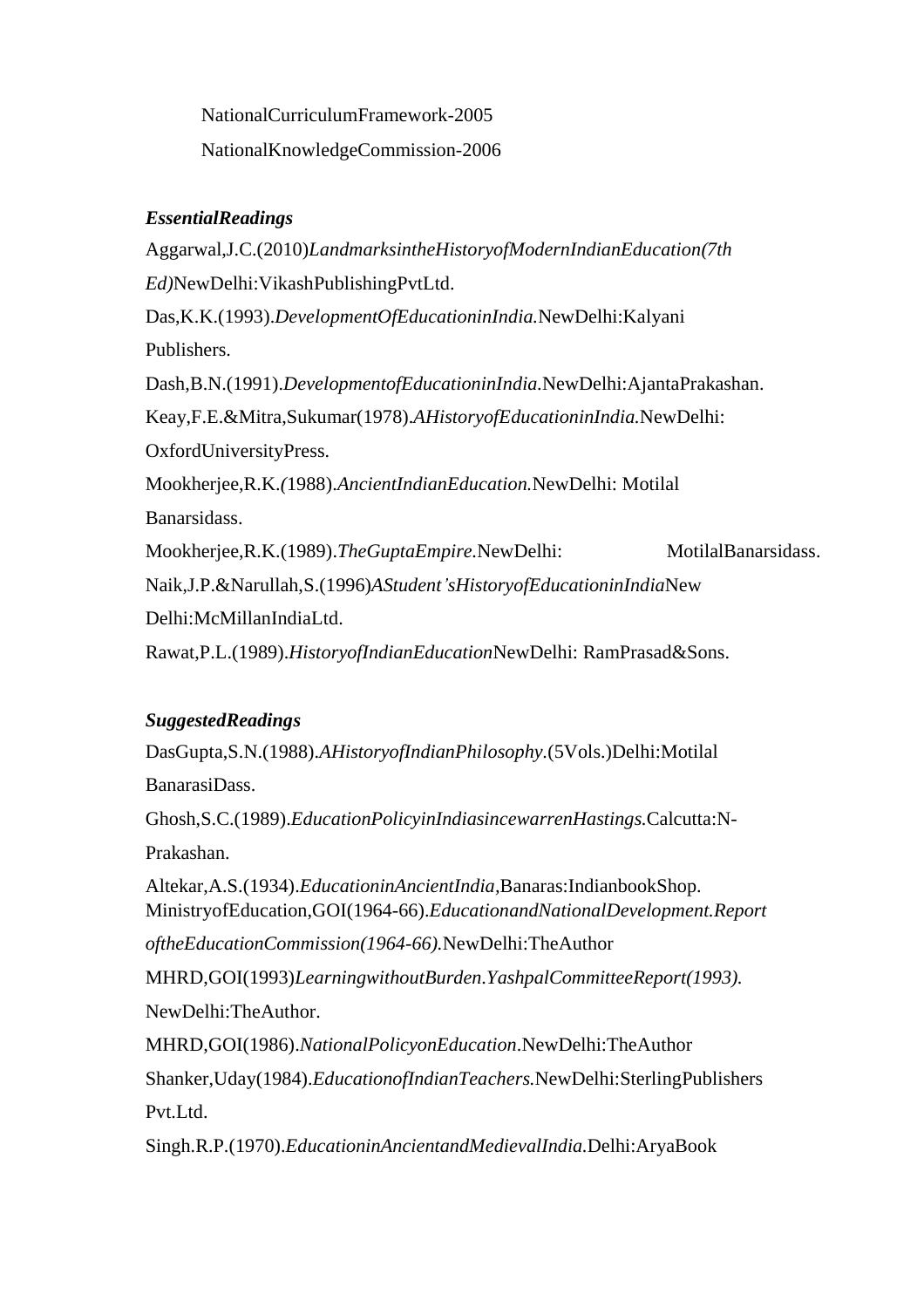NationalCurriculumFramework-2005

NationalKnowledgeCommission-2006

***EssentialReadings***

Aggarwal,J.C.(2010)*LandmarksintheHistoryofModernIndianEducation(7th Ed)*NewDelhi:VikashPublishingPvtLtd.

Das,K.K.(1993).*DevelopmentOfEducationinIndia.*NewDelhi:Kalyani Publishers.

Dash,B.N.(1991).*DevelopmentofEducationinIndia.*NewDelhi:AjantaPrakashan.

Keay,F.E.&Mitra,Sukumar(1978).*AHistoryofEducationinIndia.*NewDelhi: OxfordUniversityPress.

Mookherjee,R.K.(1988).*AncientIndianEducation.*NewDelhi: Motilal Banarsidass.

Mookherjee,R.K.(1989).*TheGuptaEmpire*.NewDelhi: MotilalBanarsidass.

Naik,J.P.&Narullah,S.(1996)*AStudent'sHistoryofEducationinIndia*New Delhi:McMillanIndiaLtd.

Rawat,P.L.(1989).*HistoryofIndianEducation*NewDelhi: RamPrasad&Sons.

***SuggestedReadings***

DasGupta,S.N.(1988).*AHistoryofIndianPhilosophy*.(5Vols.)Delhi:Motilal BanarasiDass.

Ghosh,S.C.(1989).*EducationPolicyinIndiasincewarrenHastings.*Calcutta:N-Prakashan.

Altekar,A.S.(1934).*EducationinAncientIndia*,Banaras:IndianbookShop.

MinistryofEducation,GOI(1964-66).*EducationandNationalDevelopment.Report oftheEducationCommission(1964-66).*NewDelhi:TheAuthor

MHRD,GOI(1993)*LearningwithoutBurden.YashpalCommitteeReport(1993).* NewDelhi:TheAuthor.

MHRD,GOI(1986).*NationalPolicyonEducation*.NewDelhi:TheAuthor

Shanker,Uday(1984).*EducationofIndianTeachers.*NewDelhi:SterlingPublishers Pvt.Ltd.

Singh.R.P.(1970).*EducationinAncientandMedievalIndia.*Delhi:AryaBook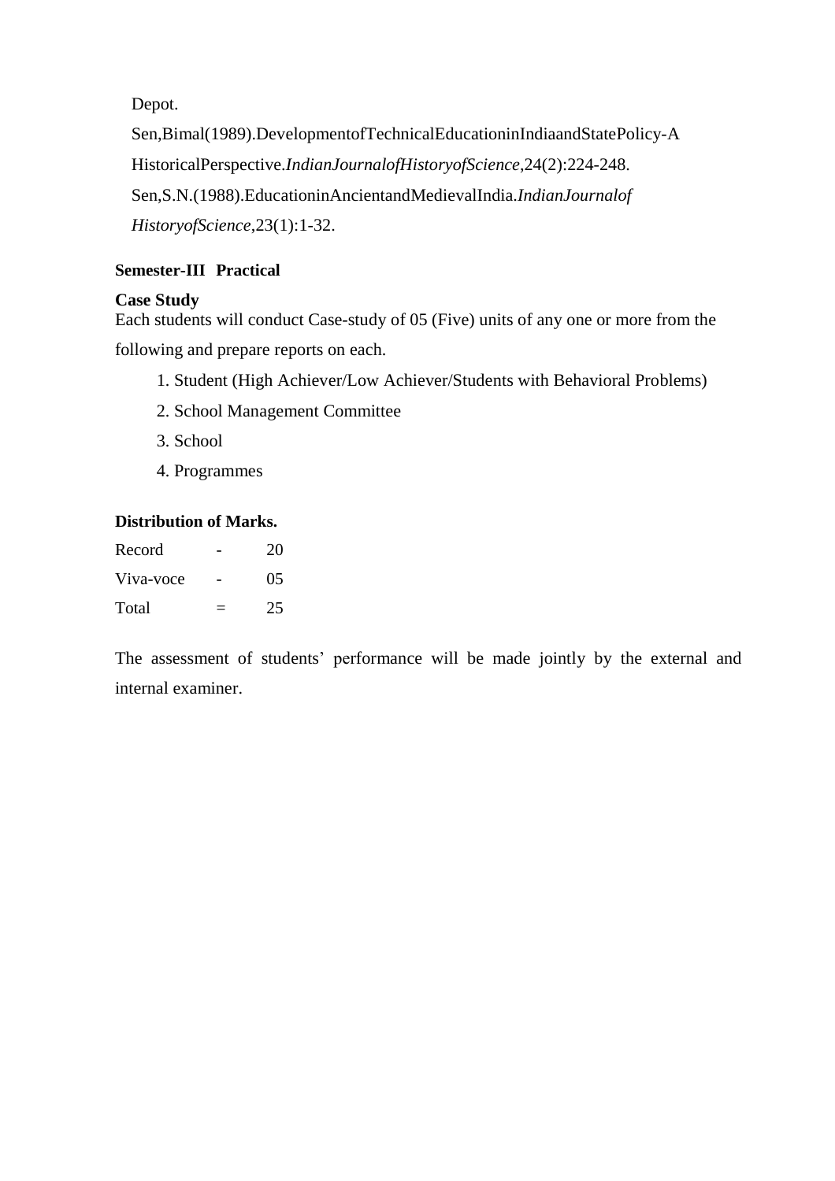Depot.

Sen,Bimal(1989).DevelopmentofTechnicalEducationinIndiaandStatePolicy-A HistoricalPerspective.*IndianJournalofHistoryofScience*,24(2):224-248.

Sen,S.N.(1988).EducationinAncientandMedievalIndia.*IndianJournalof HistoryofScience*,23(1):1-32.

**Semester-III Practical**

**Case Study**

Each students will conduct Case-study of 05 (Five) units of any one or more from the following and prepare reports on each.

1. Student (High Achiever/Low Achiever/Students with Behavioral Problems)
2. School Management Committee
3. School
4. Programmes

**Distribution of Marks.**

| Record | - | 20 |
|---|---|---|
| Viva-voce | - | 05 |
| Total | = | 25 |

The assessment of students' performance will be made jointly by the external and internal examiner.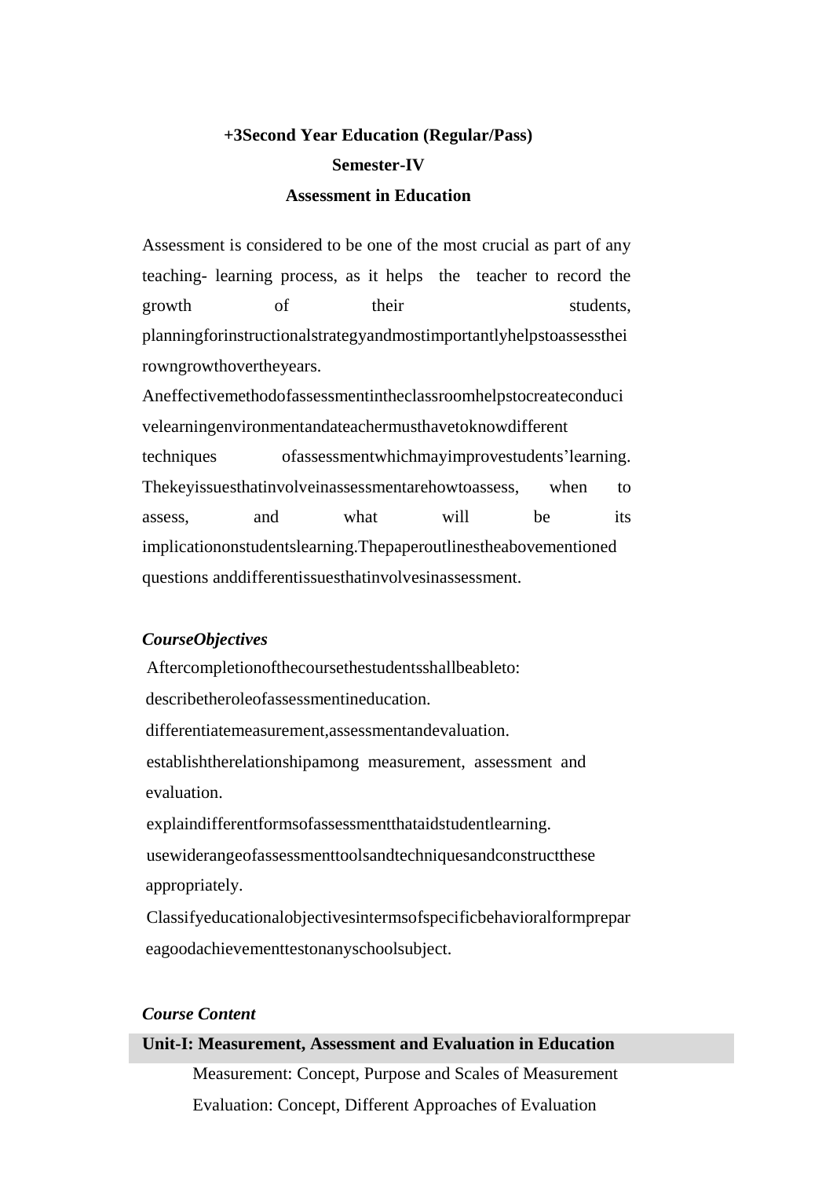**+3Second Year Education (Regular/Pass)**

**Semester-IV**

**Assessment in Education**

Assessment is considered to be one of the most crucial as part of any teaching- learning process, as it helps the teacher to record the growth of their students, planningforinstructionalstrategyandmostimportantlyhelpstoassessthei rowngrowthovertheyears. Aneffectivemethodofassessmentintheclassroomhelpstocreateconduci velearningenvironmentandateachermusthavetoknowdifferent techniques ofassessmentwhichmayimprovestudents'learning. Thekeyissuesthatinvolveinassessmentarehowtoassess, when to assess, and what will be its implicationonstudentslearning.Thepaperoutlinestheabovementioned questions anddifferentissuesthatinvolvesinassessment.

***CourseObjectives***

Aftercompletionofthecoursethestudentsshallbeableto:

describetheroleofassessmentineducation.

differentiatemeasurement,assessmentandevaluation.

establishtherelationshipamong measurement, assessment and evaluation.

explaindifferentformsofassessmentthataidstudentlearning.

usewiderangeofassessmenttoolsandtechniquesandconstructthese appropriately.

Classifyeducationalobjectivesintermsofspecificbehavioralformprepar eagoodachievementtestonanyschoolsubject.

***Course Content***

**Unit-I: Measurement, Assessment and Evaluation in Education**

Measurement: Concept, Purpose and Scales of Measurement

Evaluation: Concept, Different Approaches of Evaluation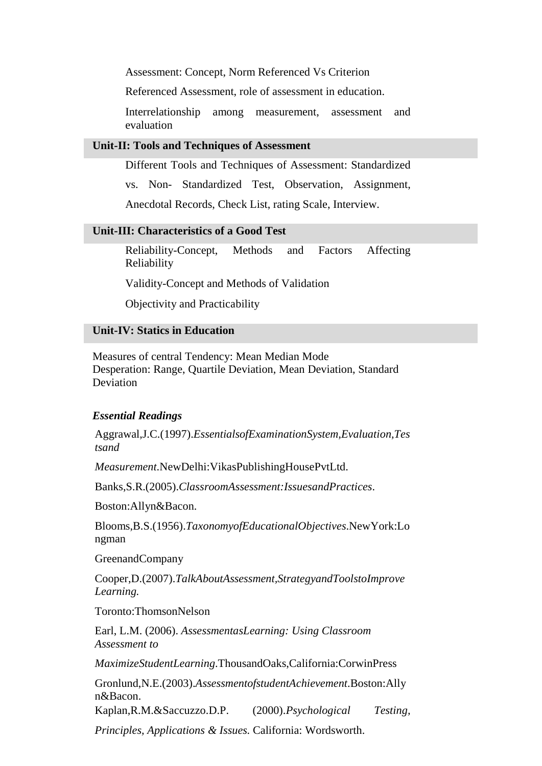Assessment: Concept, Norm Referenced Vs Criterion

Referenced Assessment, role of assessment in education.

Interrelationship among measurement, assessment and evaluation

### Unit-II: Tools and Techniques of Assessment

Different Tools and Techniques of Assessment: Standardized vs. Non- Standardized Test, Observation, Assignment, Anecdotal Records, Check List, rating Scale, Interview.

### Unit-III: Characteristics of a Good Test

Reliability-Concept, Methods and Factors Affecting Reliability

Validity-Concept and Methods of Validation

Objectivity and Practicability

### Unit-IV: Statics in Education

Measures of central Tendency: Mean Median Mode
Desperation: Range, Quartile Deviation, Mean Deviation, Standard Deviation

***Essential Readings***

Aggrawal,J.C.(1997).*EssentialsofExaminationSystem,Evaluation,Testsand Measurement*.NewDelhi:VikasPublishingHousePvtLtd.

Banks,S.R.(2005).*ClassroomAssessment:IssuesandPractices*. Boston:Allyn&Bacon.

Blooms,B.S.(1956).*TaxonomyofEducationalObjectives*.NewYork:Longman GreenandCompany

Cooper,D.(2007).*TalkAboutAssessment,StrategyandToolstoImprove Learning.* Toronto:ThomsonNelson

Earl, L.M. (2006). *AssessmentasLearning: Using Classroom Assessment to MaximizeStudentLearning*.ThousandOaks,California:CorwinPress

Gronlund,N.E.(2003).*AssessmentofstudentAchievement*.Boston:Allyn&Bacon.

Kaplan,R.M.&Saccuzzo.D.P. (2000).*Psychological Testing, Principles, Applications & Issues.* California: Wordsworth.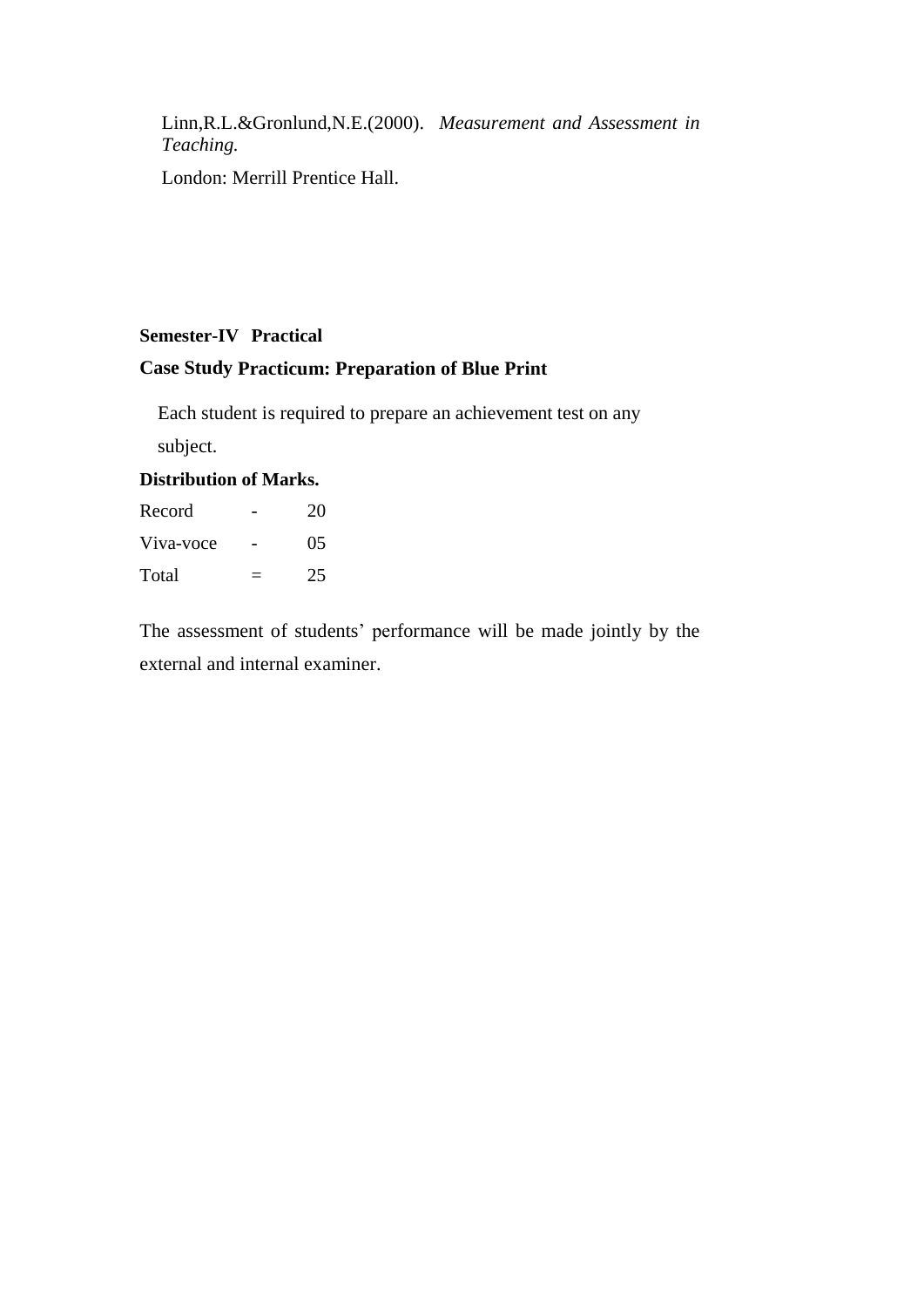Linn,R.L.&Gronlund,N.E.(2000). *Measurement and Assessment in Teaching.*

London: Merrill Prentice Hall.

**Semester-IV Practical**

**Case Study Practicum: Preparation of Blue Print**

Each student is required to prepare an achievement test on any subject.

**Distribution of Marks.**

| | | |
|---|---|---|
| Record | - | 20 |
| Viva-voce | - | 05 |
| Total | = | 25 |

The assessment of students' performance will be made jointly by the external and internal examiner.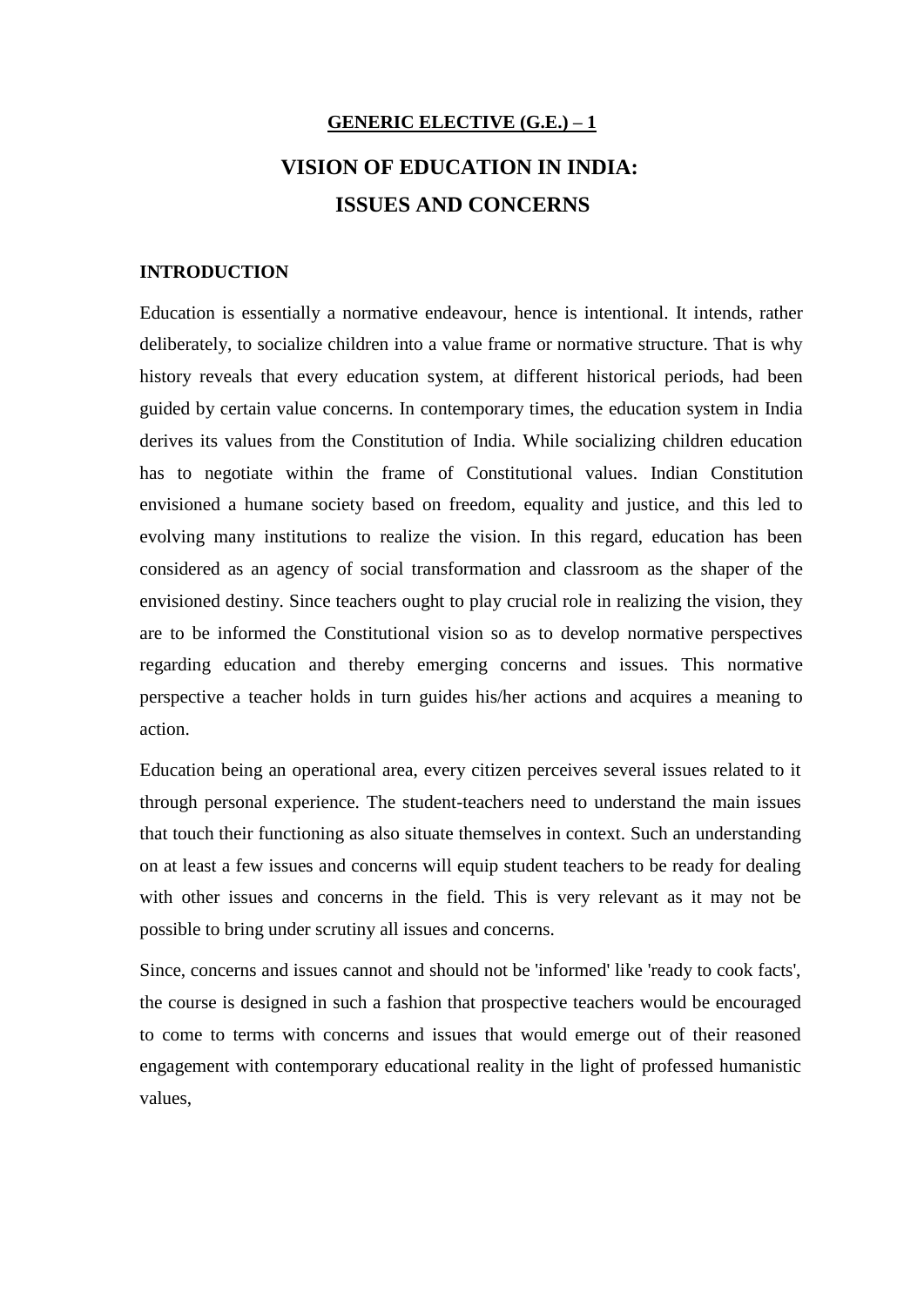**GENERIC ELECTIVE (G.E.) – 1**

# VISION OF EDUCATION IN INDIA: ISSUES AND CONCERNS

## INTRODUCTION

Education is essentially a normative endeavour, hence is intentional. It intends, rather deliberately, to socialize children into a value frame or normative structure. That is why history reveals that every education system, at different historical periods, had been guided by certain value concerns. In contemporary times, the education system in India derives its values from the Constitution of India. While socializing children education has to negotiate within the frame of Constitutional values. Indian Constitution envisioned a humane society based on freedom, equality and justice, and this led to evolving many institutions to realize the vision. In this regard, education has been considered as an agency of social transformation and classroom as the shaper of the envisioned destiny. Since teachers ought to play crucial role in realizing the vision, they are to be informed the Constitutional vision so as to develop normative perspectives regarding education and thereby emerging concerns and issues. This normative perspective a teacher holds in turn guides his/her actions and acquires a meaning to action.

Education being an operational area, every citizen perceives several issues related to it through personal experience. The student-teachers need to understand the main issues that touch their functioning as also situate themselves in context. Such an understanding on at least a few issues and concerns will equip student teachers to be ready for dealing with other issues and concerns in the field. This is very relevant as it may not be possible to bring under scrutiny all issues and concerns.

Since, concerns and issues cannot and should not be 'informed' like 'ready to cook facts', the course is designed in such a fashion that prospective teachers would be encouraged to come to terms with concerns and issues that would emerge out of their reasoned engagement with contemporary educational reality in the light of professed humanistic values,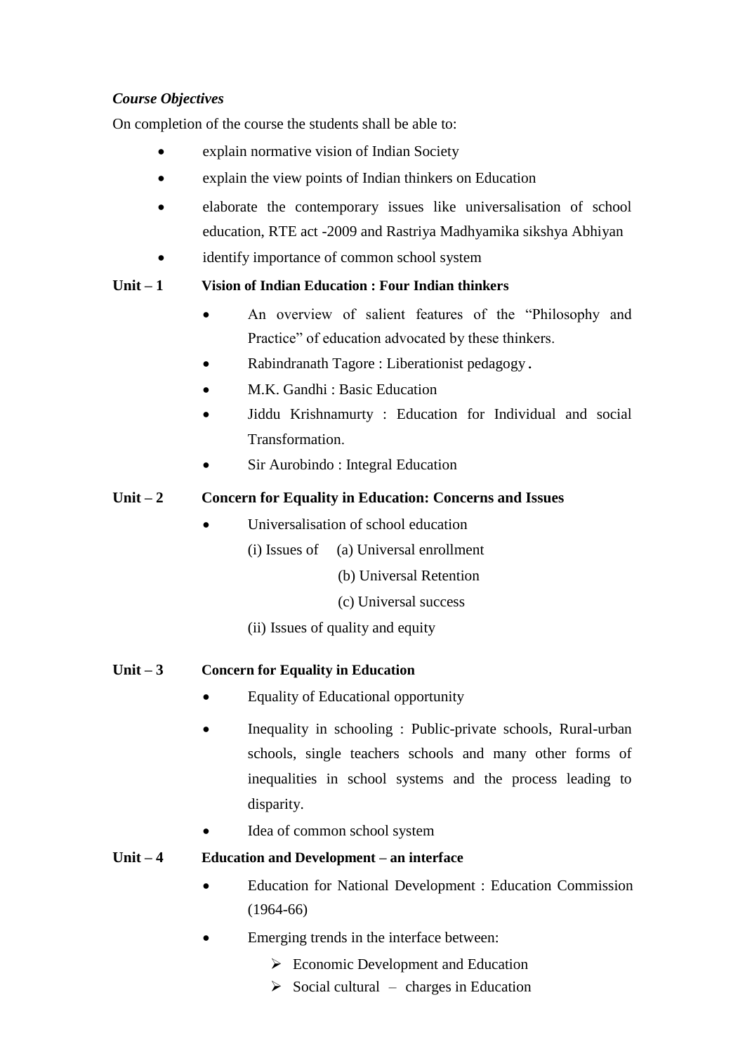*Course Objectives*

On completion of the course the students shall be able to:

- explain normative vision of Indian Society
- explain the view points of Indian thinkers on Education
- elaborate the contemporary issues like universalisation of school education, RTE act -2009 and Rastriya Madhyamika sikshya Abhiyan
- identify importance of common school system

**Unit – 1 Vision of Indian Education : Four Indian thinkers**

- An overview of salient features of the "Philosophy and Practice" of education advocated by these thinkers.
- Rabindranath Tagore : Liberationist pedagogy**.**
- M.K. Gandhi : Basic Education
- Jiddu Krishnamurty : Education for Individual and social Transformation.
- Sir Aurobindo : Integral Education

**Unit – 2 Concern for Equality in Education: Concerns and Issues**

- Universalisation of school education
  - (i) Issues of (a) Universal enrollment
    - (b) Universal Retention
    - (c) Universal success
  - (ii) Issues of quality and equity

**Unit – 3 Concern for Equality in Education**

- Equality of Educational opportunity
- Inequality in schooling : Public-private schools, Rural-urban schools, single teachers schools and many other forms of inequalities in school systems and the process leading to disparity.
- Idea of common school system

**Unit – 4 Education and Development – an interface**

- Education for National Development : Education Commission (1964-66)
- Emerging trends in the interface between:
  - Economic Development and Education
  - Social cultural – charges in Education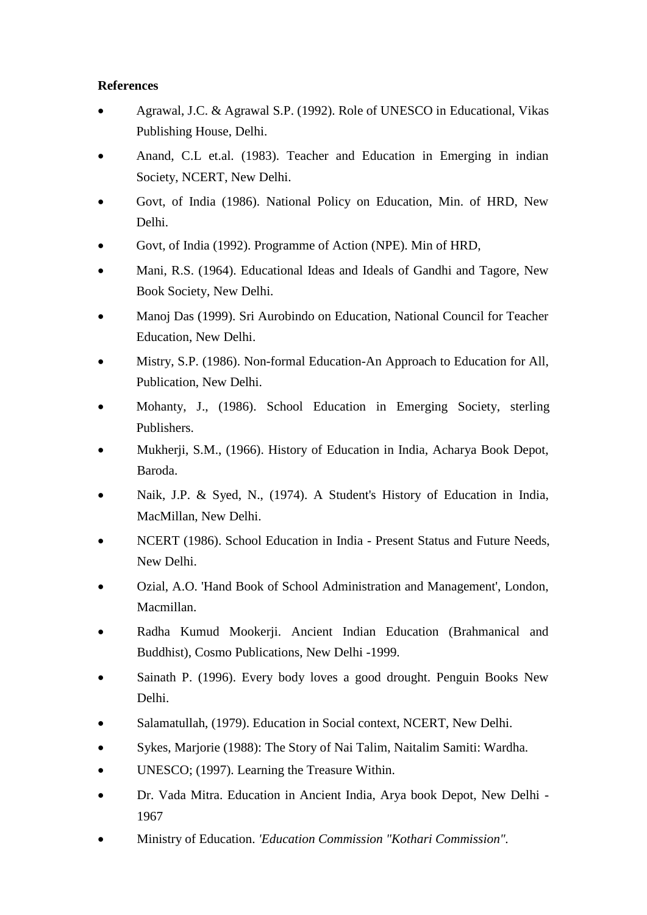**References**

- Agrawal, J.C. & Agrawal S.P. (1992). Role of UNESCO in Educational, Vikas Publishing House, Delhi.
- Anand, C.L et.al. (1983). Teacher and Education in Emerging in indian Society, NCERT, New Delhi.
- Govt, of India (1986). National Policy on Education, Min. of HRD, New Delhi.
- Govt, of India (1992). Programme of Action (NPE). Min of HRD,
- Mani, R.S. (1964). Educational Ideas and Ideals of Gandhi and Tagore, New Book Society, New Delhi.
- Manoj Das (1999). Sri Aurobindo on Education, National Council for Teacher Education, New Delhi.
- Mistry, S.P. (1986). Non-formal Education-An Approach to Education for All, Publication, New Delhi.
- Mohanty, J., (1986). School Education in Emerging Society, sterling Publishers.
- Mukherji, S.M., (1966). History of Education in India, Acharya Book Depot, Baroda.
- Naik, J.P. & Syed, N., (1974). A Student's History of Education in India, MacMillan, New Delhi.
- NCERT (1986). School Education in India - Present Status and Future Needs, New Delhi.
- Ozial, A.O. 'Hand Book of School Administration and Management', London, Macmillan.
- Radha Kumud Mookerji. Ancient Indian Education (Brahmanical and Buddhist), Cosmo Publications, New Delhi -1999.
- Sainath P. (1996). Every body loves a good drought. Penguin Books New Delhi.
- Salamatullah, (1979). Education in Social context, NCERT, New Delhi.
- Sykes, Marjorie (1988): The Story of Nai Talim, Naitalim Samiti: Wardha.
- UNESCO; (1997). Learning the Treasure Within.
- Dr. Vada Mitra. Education in Ancient India, Arya book Depot, New Delhi - 1967
- Ministry of Education. *'Education Commission "Kothari Commission".*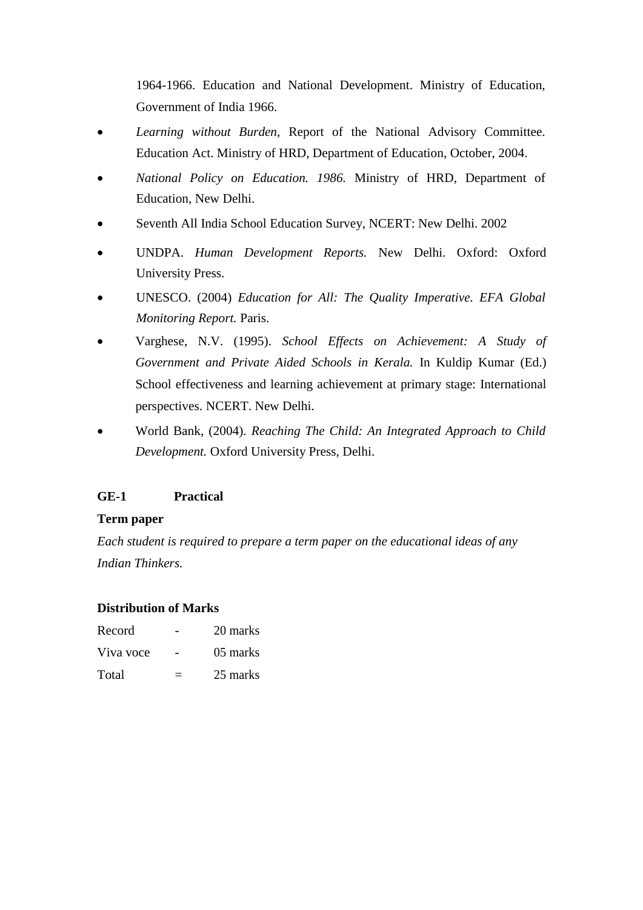1964-1966. Education and National Development. Ministry of Education, Government of India 1966.

- *Learning without Burden*, Report of the National Advisory Committee. Education Act. Ministry of HRD, Department of Education, October, 2004.
- *National Policy on Education. 1986.* Ministry of HRD, Department of Education, New Delhi.
- Seventh All India School Education Survey, NCERT: New Delhi. 2002
- UNDPA. *Human Development Reports.* New Delhi. Oxford: Oxford University Press.
- UNESCO. (2004) *Education for All: The Quality Imperative. EFA Global Monitoring Report.* Paris.
- Varghese, N.V. (1995). *School Effects on Achievement: A Study of Government and Private Aided Schools in Kerala.* In Kuldip Kumar (Ed.) School effectiveness and learning achievement at primary stage: International perspectives. NCERT. New Delhi.
- World Bank, (2004). *Reaching The Child: An Integrated Approach to Child Development.* Oxford University Press, Delhi.

**GE-1 Practical**

**Term paper**

*Each student is required to prepare a term paper on the educational ideas of any Indian Thinkers.*

**Distribution of Marks**

| | | |
|---|---|---|
| Record | - | 20 marks |
| Viva voce | - | 05 marks |
| Total | = | 25 marks |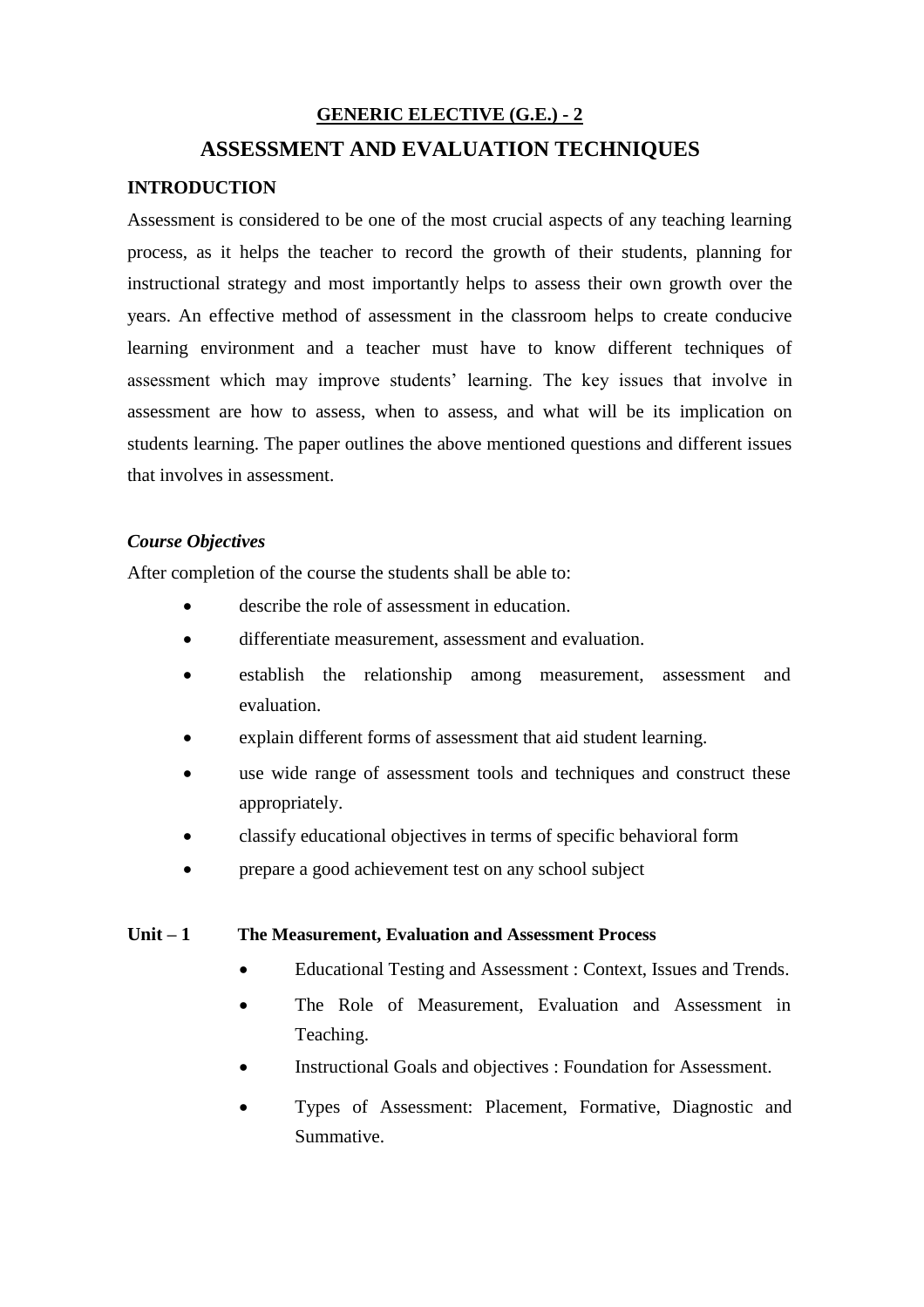## GENERIC ELECTIVE (G.E.) - 2

# ASSESSMENT AND EVALUATION TECHNIQUES

### INTRODUCTION

Assessment is considered to be one of the most crucial aspects of any teaching learning process, as it helps the teacher to record the growth of their students, planning for instructional strategy and most importantly helps to assess their own growth over the years. An effective method of assessment in the classroom helps to create conducive learning environment and a teacher must have to know different techniques of assessment which may improve students' learning. The key issues that involve in assessment are how to assess, when to assess, and what will be its implication on students learning. The paper outlines the above mentioned questions and different issues that involves in assessment.

***Course Objectives***

After completion of the course the students shall be able to:

- describe the role of assessment in education.
- differentiate measurement, assessment and evaluation.
- establish the relationship among measurement, assessment and evaluation.
- explain different forms of assessment that aid student learning.
- use wide range of assessment tools and techniques and construct these appropriately.
- classify educational objectives in terms of specific behavioral form
- prepare a good achievement test on any school subject

**Unit – 1 The Measurement, Evaluation and Assessment Process**

- Educational Testing and Assessment : Context, Issues and Trends.
- The Role of Measurement, Evaluation and Assessment in Teaching.
- Instructional Goals and objectives : Foundation for Assessment.
- Types of Assessment: Placement, Formative, Diagnostic and Summative.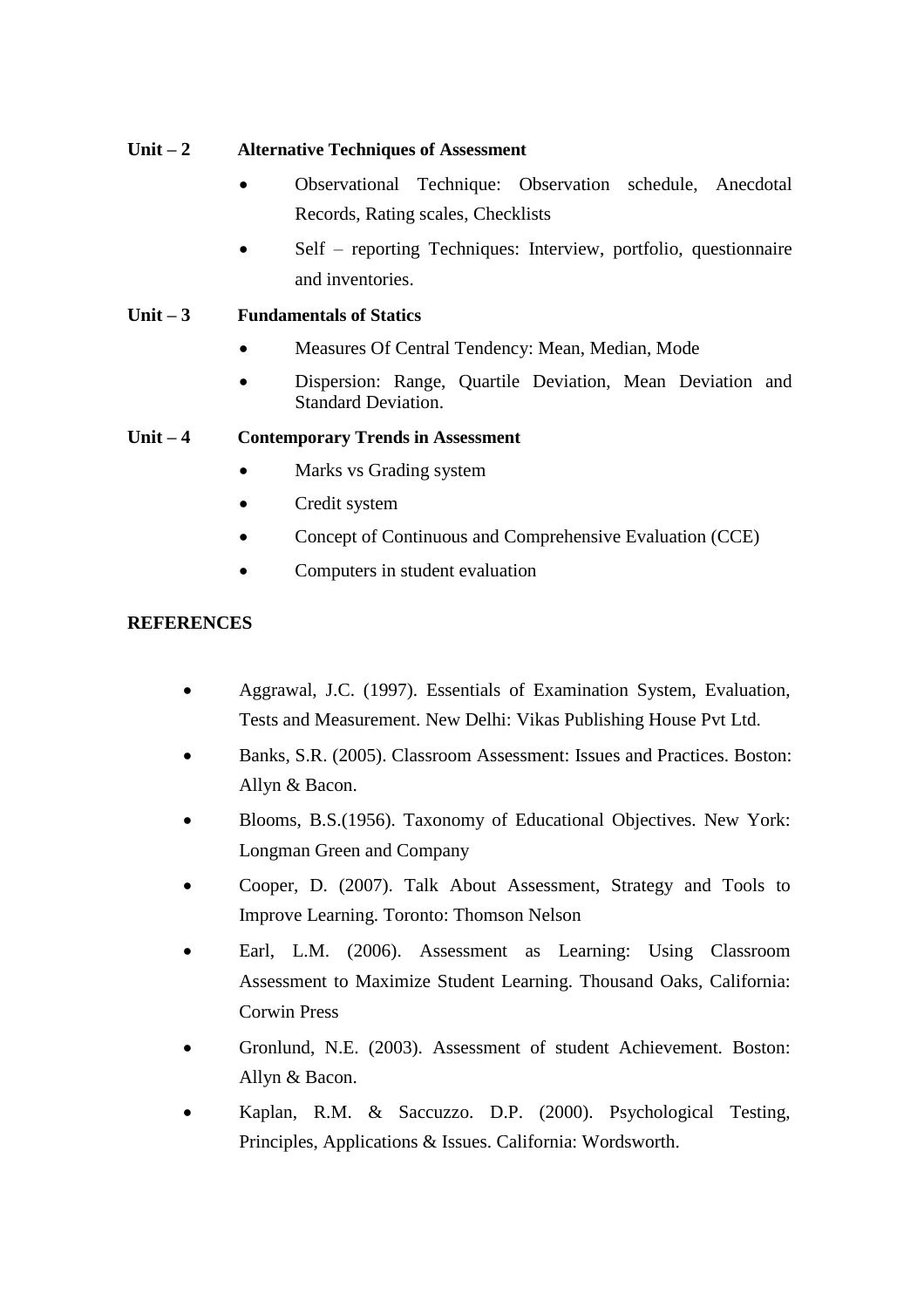**Unit – 2 Alternative Techniques of Assessment**

- Observational Technique: Observation schedule, Anecdotal Records, Rating scales, Checklists
- Self – reporting Techniques: Interview, portfolio, questionnaire and inventories.

**Unit – 3 Fundamentals of Statics**

- Measures Of Central Tendency: Mean, Median, Mode
- Dispersion: Range, Quartile Deviation, Mean Deviation and Standard Deviation.

**Unit – 4 Contemporary Trends in Assessment**

- Marks vs Grading system
- Credit system
- Concept of Continuous and Comprehensive Evaluation (CCE)
- Computers in student evaluation

**REFERENCES**

- Aggrawal, J.C. (1997). Essentials of Examination System, Evaluation, Tests and Measurement. New Delhi: Vikas Publishing House Pvt Ltd.
- Banks, S.R. (2005). Classroom Assessment: Issues and Practices. Boston: Allyn & Bacon.
- Blooms, B.S.(1956). Taxonomy of Educational Objectives. New York: Longman Green and Company
- Cooper, D. (2007). Talk About Assessment, Strategy and Tools to Improve Learning. Toronto: Thomson Nelson
- Earl, L.M. (2006). Assessment as Learning: Using Classroom Assessment to Maximize Student Learning. Thousand Oaks, California: Corwin Press
- Gronlund, N.E. (2003). Assessment of student Achievement. Boston: Allyn & Bacon.
- Kaplan, R.M. & Saccuzzo. D.P. (2000). Psychological Testing, Principles, Applications & Issues. California: Wordsworth.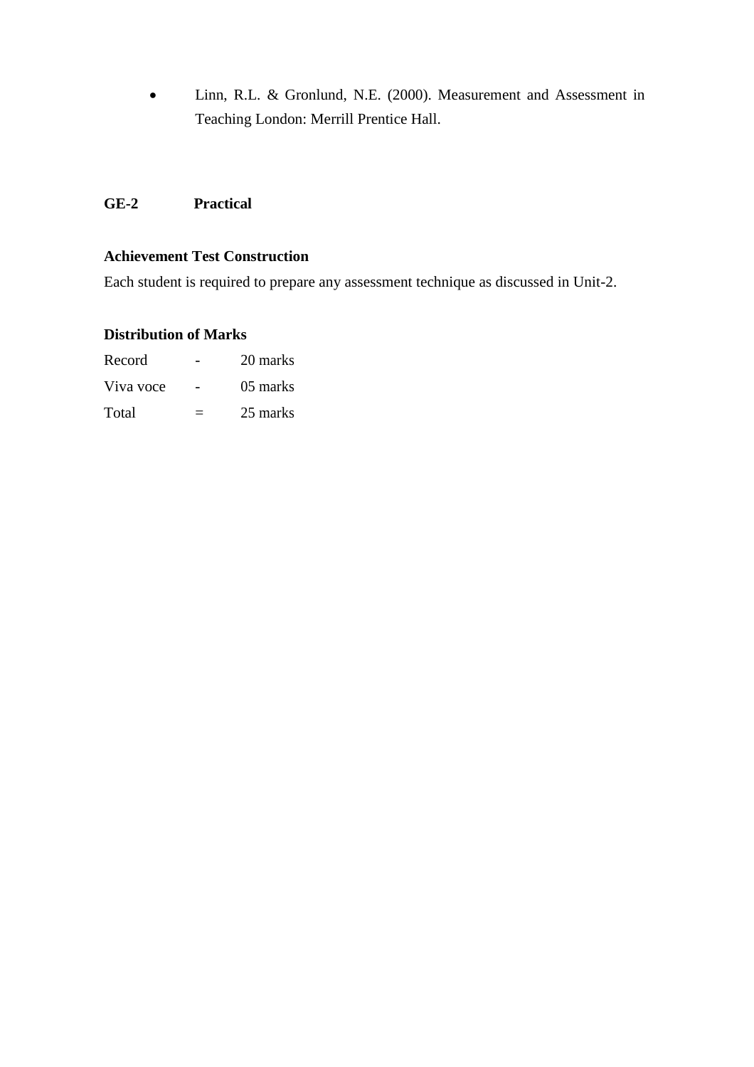- Linn, R.L. & Gronlund, N.E. (2000). Measurement and Assessment in Teaching London: Merrill Prentice Hall.

**GE-2 Practical**

**Achievement Test Construction**

Each student is required to prepare any assessment technique as discussed in Unit-2.

**Distribution of Marks**

| | | |
|---|---|---|
| Record | - | 20 marks |
| Viva voce | - | 05 marks |
| Total | = | 25 marks |